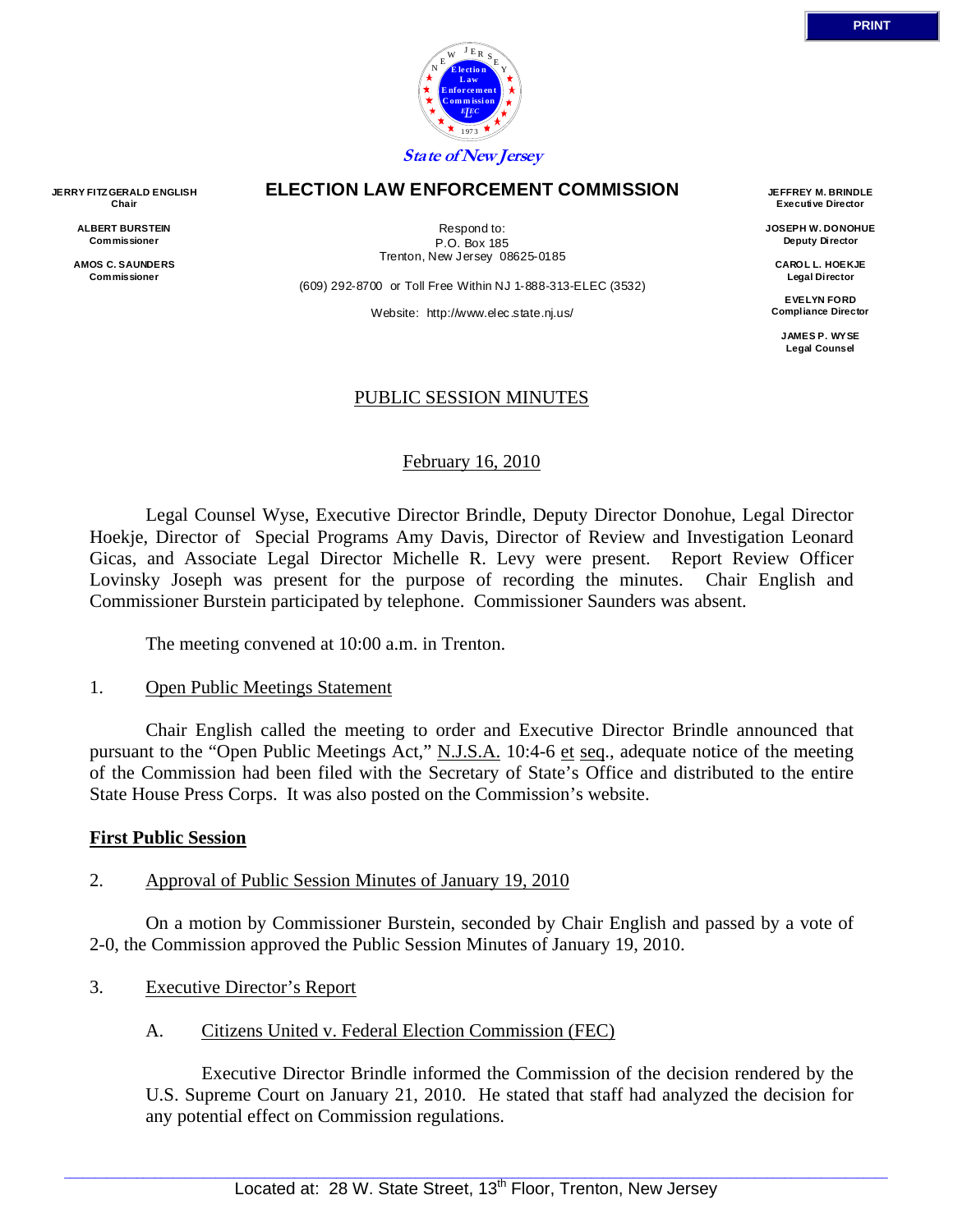State of New Jersey

# ELECTION LAW ENFORCEMENT COMMISSION

**JERRY FITZGERALD ENGLISH**
Chair

**ALBERT BURSTEIN**
Commissioner

**AMOS C. SAUNDERS**
Commissioner

Respond to:
P.O. Box 185
Trenton, New Jersey 08625-0185

(609) 292-8700 or Toll Free Within NJ 1-888-313-ELEC (3532)

Website: http://www.elec.state.nj.us/

**JEFFREY M. BRINDLE**
Executive Director

**JOSEPH W. DONOHUE**
Deputy Director

**CAROL L. HOEKJE**
Legal Director

**EVELYN FORD**
Compliance Director

**JAMES P. WYSE**
Legal Counsel

PUBLIC SESSION MINUTES

February 16, 2010

Legal Counsel Wyse, Executive Director Brindle, Deputy Director Donohue, Legal Director Hoekje, Director of Special Programs Amy Davis, Director of Review and Investigation Leonard Gicas, and Associate Legal Director Michelle R. Levy were present. Report Review Officer Lovinsky Joseph was present for the purpose of recording the minutes. Chair English and Commissioner Burstein participated by telephone. Commissioner Saunders was absent.

The meeting convened at 10:00 a.m. in Trenton.

1. Open Public Meetings Statement

Chair English called the meeting to order and Executive Director Brindle announced that pursuant to the "Open Public Meetings Act," N.J.S.A. 10:4-6 et seq., adequate notice of the meeting of the Commission had been filed with the Secretary of State's Office and distributed to the entire State House Press Corps. It was also posted on the Commission's website.

**First Public Session**

2. Approval of Public Session Minutes of January 19, 2010

On a motion by Commissioner Burstein, seconded by Chair English and passed by a vote of 2-0, the Commission approved the Public Session Minutes of January 19, 2010.

3. Executive Director's Report

A. Citizens United v. Federal Election Commission (FEC)

Executive Director Brindle informed the Commission of the decision rendered by the U.S. Supreme Court on January 21, 2010. He stated that staff had analyzed the decision for any potential effect on Commission regulations.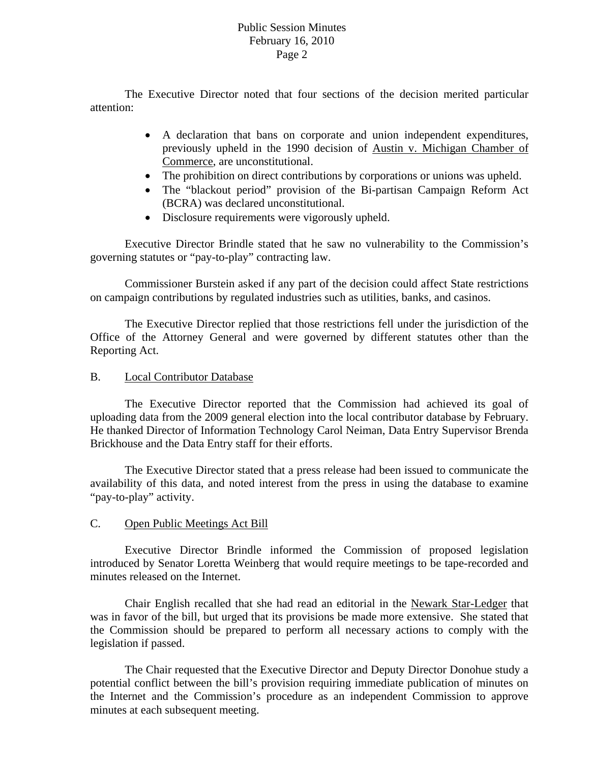The Executive Director noted that four sections of the decision merited particular attention:

- A declaration that bans on corporate and union independent expenditures, previously upheld in the 1990 decision of Austin v. Michigan Chamber of Commerce, are unconstitutional.
- The prohibition on direct contributions by corporations or unions was upheld.
- The "blackout period" provision of the Bi-partisan Campaign Reform Act (BCRA) was declared unconstitutional.
- Disclosure requirements were vigorously upheld.

Executive Director Brindle stated that he saw no vulnerability to the Commission's governing statutes or "pay-to-play" contracting law.

Commissioner Burstein asked if any part of the decision could affect State restrictions on campaign contributions by regulated industries such as utilities, banks, and casinos.

The Executive Director replied that those restrictions fell under the jurisdiction of the Office of the Attorney General and were governed by different statutes other than the Reporting Act.

B. Local Contributor Database

The Executive Director reported that the Commission had achieved its goal of uploading data from the 2009 general election into the local contributor database by February. He thanked Director of Information Technology Carol Neiman, Data Entry Supervisor Brenda Brickhouse and the Data Entry staff for their efforts.

The Executive Director stated that a press release had been issued to communicate the availability of this data, and noted interest from the press in using the database to examine "pay-to-play" activity.

C. Open Public Meetings Act Bill

Executive Director Brindle informed the Commission of proposed legislation introduced by Senator Loretta Weinberg that would require meetings to be tape-recorded and minutes released on the Internet.

Chair English recalled that she had read an editorial in the Newark Star-Ledger that was in favor of the bill, but urged that its provisions be made more extensive. She stated that the Commission should be prepared to perform all necessary actions to comply with the legislation if passed.

The Chair requested that the Executive Director and Deputy Director Donohue study a potential conflict between the bill's provision requiring immediate publication of minutes on the Internet and the Commission's procedure as an independent Commission to approve minutes at each subsequent meeting.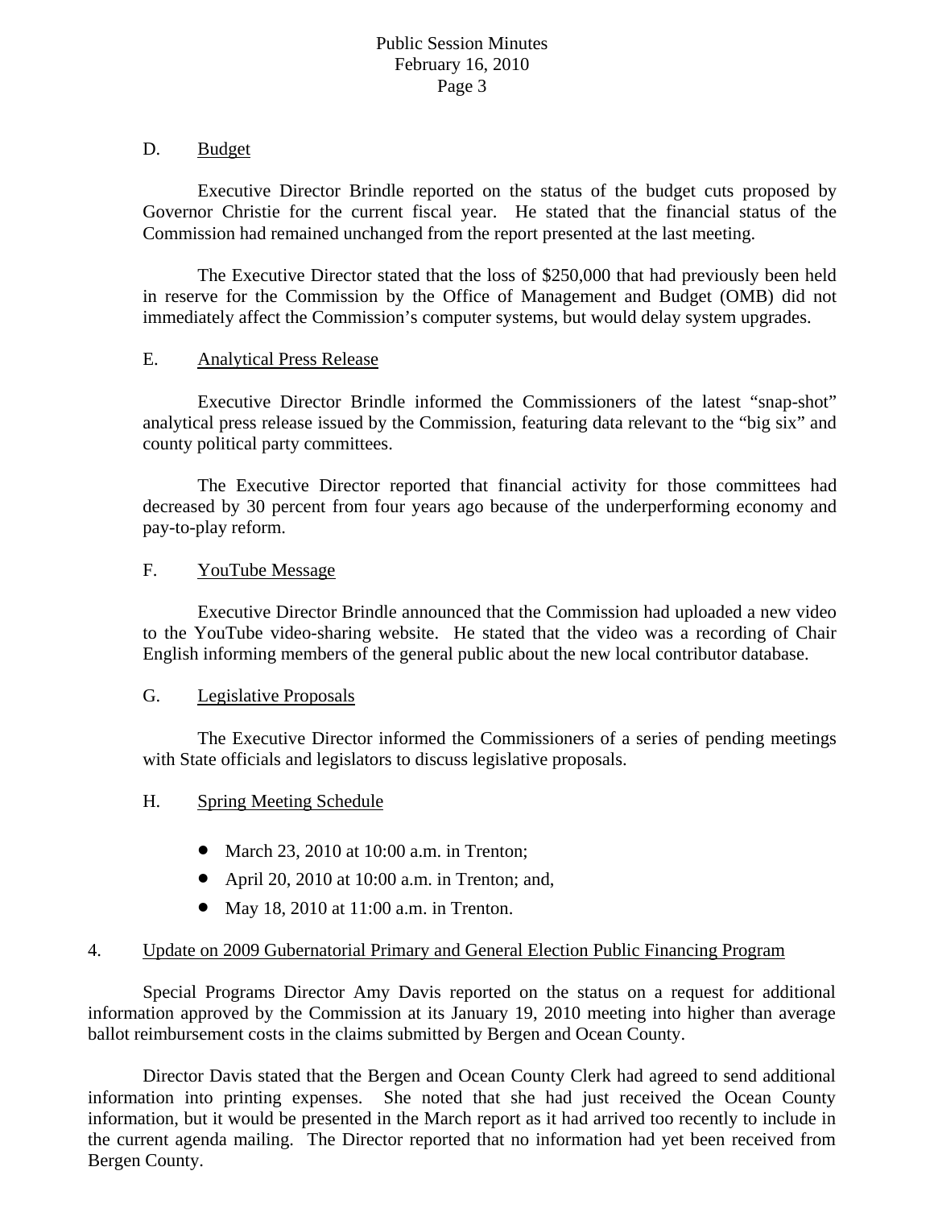D. Budget

Executive Director Brindle reported on the status of the budget cuts proposed by Governor Christie for the current fiscal year. He stated that the financial status of the Commission had remained unchanged from the report presented at the last meeting.

The Executive Director stated that the loss of $250,000 that had previously been held in reserve for the Commission by the Office of Management and Budget (OMB) did not immediately affect the Commission's computer systems, but would delay system upgrades.

E. Analytical Press Release

Executive Director Brindle informed the Commissioners of the latest "snap-shot" analytical press release issued by the Commission, featuring data relevant to the "big six" and county political party committees.

The Executive Director reported that financial activity for those committees had decreased by 30 percent from four years ago because of the underperforming economy and pay-to-play reform.

F. YouTube Message

Executive Director Brindle announced that the Commission had uploaded a new video to the YouTube video-sharing website. He stated that the video was a recording of Chair English informing members of the general public about the new local contributor database.

G. Legislative Proposals

The Executive Director informed the Commissioners of a series of pending meetings with State officials and legislators to discuss legislative proposals.

H. Spring Meeting Schedule

- March 23, 2010 at 10:00 a.m. in Trenton;
- April 20, 2010 at 10:00 a.m. in Trenton; and,
- May 18, 2010 at 11:00 a.m. in Trenton.

4. Update on 2009 Gubernatorial Primary and General Election Public Financing Program

Special Programs Director Amy Davis reported on the status on a request for additional information approved by the Commission at its January 19, 2010 meeting into higher than average ballot reimbursement costs in the claims submitted by Bergen and Ocean County.

Director Davis stated that the Bergen and Ocean County Clerk had agreed to send additional information into printing expenses. She noted that she had just received the Ocean County information, but it would be presented in the March report as it had arrived too recently to include in the current agenda mailing. The Director reported that no information had yet been received from Bergen County.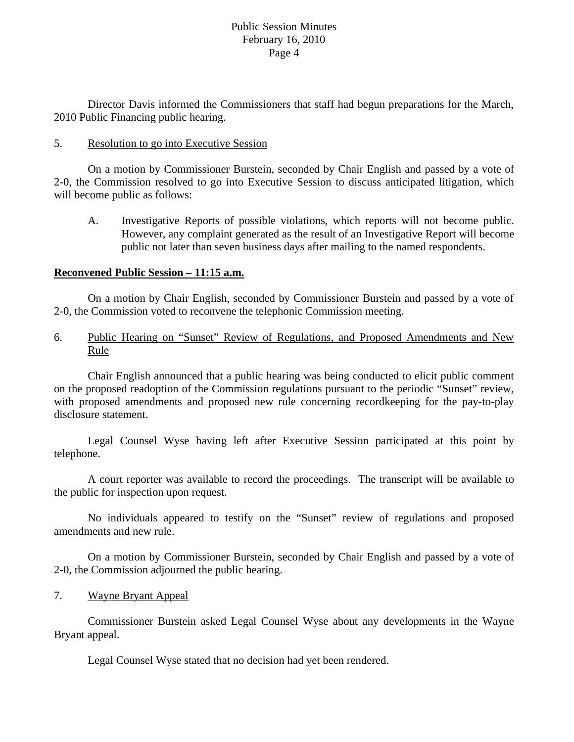Director Davis informed the Commissioners that staff had begun preparations for the March, 2010 Public Financing public hearing.

5. Resolution to go into Executive Session

On a motion by Commissioner Burstein, seconded by Chair English and passed by a vote of 2-0, the Commission resolved to go into Executive Session to discuss anticipated litigation, which will become public as follows:

A. Investigative Reports of possible violations, which reports will not become public. However, any complaint generated as the result of an Investigative Report will become public not later than seven business days after mailing to the named respondents.

**Reconvened Public Session – 11:15 a.m.**

On a motion by Chair English, seconded by Commissioner Burstein and passed by a vote of 2-0, the Commission voted to reconvene the telephonic Commission meeting.

6. Public Hearing on "Sunset" Review of Regulations, and Proposed Amendments and New Rule

Chair English announced that a public hearing was being conducted to elicit public comment on the proposed readoption of the Commission regulations pursuant to the periodic "Sunset" review, with proposed amendments and proposed new rule concerning recordkeeping for the pay-to-play disclosure statement.

Legal Counsel Wyse having left after Executive Session participated at this point by telephone.

A court reporter was available to record the proceedings. The transcript will be available to the public for inspection upon request.

No individuals appeared to testify on the "Sunset" review of regulations and proposed amendments and new rule.

On a motion by Commissioner Burstein, seconded by Chair English and passed by a vote of 2-0, the Commission adjourned the public hearing.

7. Wayne Bryant Appeal

Commissioner Burstein asked Legal Counsel Wyse about any developments in the Wayne Bryant appeal.

Legal Counsel Wyse stated that no decision had yet been rendered.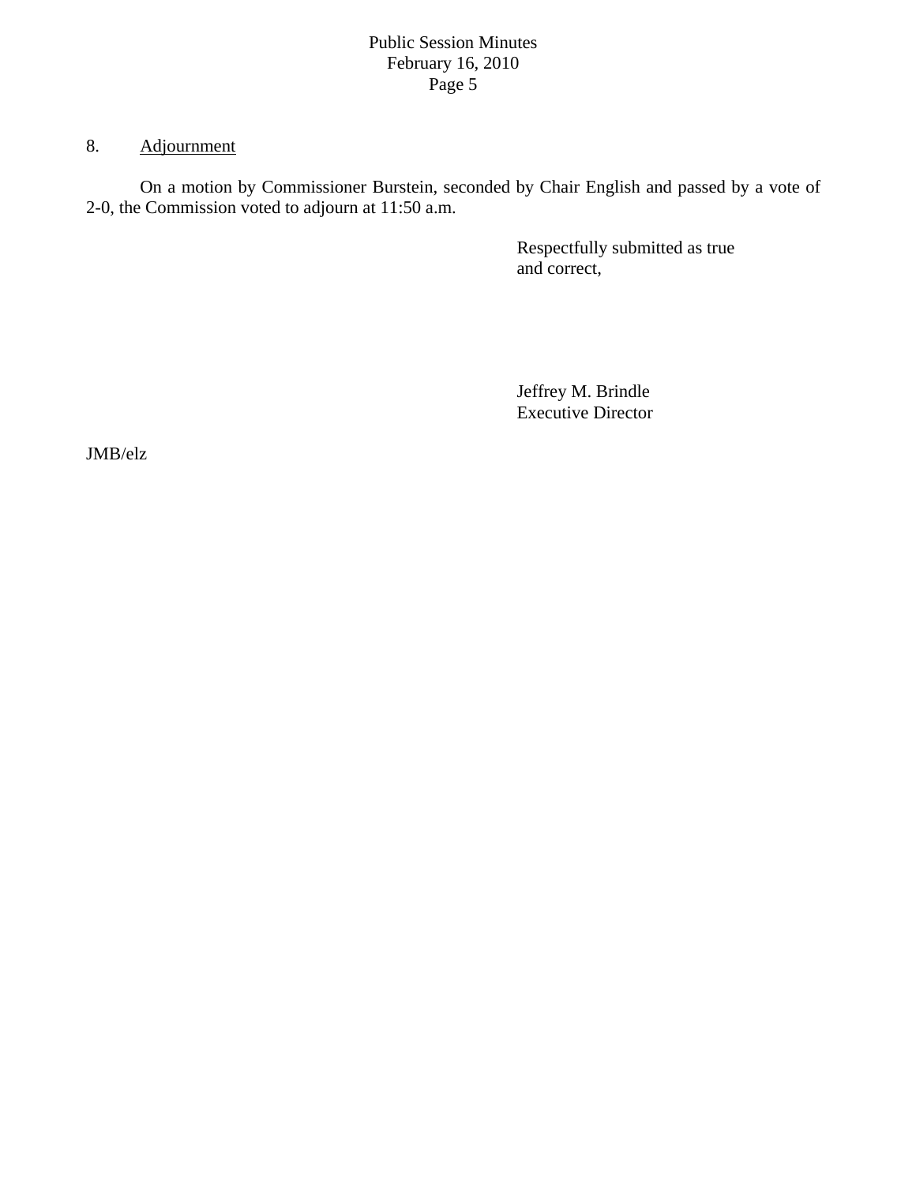8. <u>Adjournment</u>

On a motion by Commissioner Burstein, seconded by Chair English and passed by a vote of 2-0, the Commission voted to adjourn at 11:50 a.m.

Respectfully submitted as true
and correct,

Jeffrey M. Brindle
Executive Director

JMB/elz